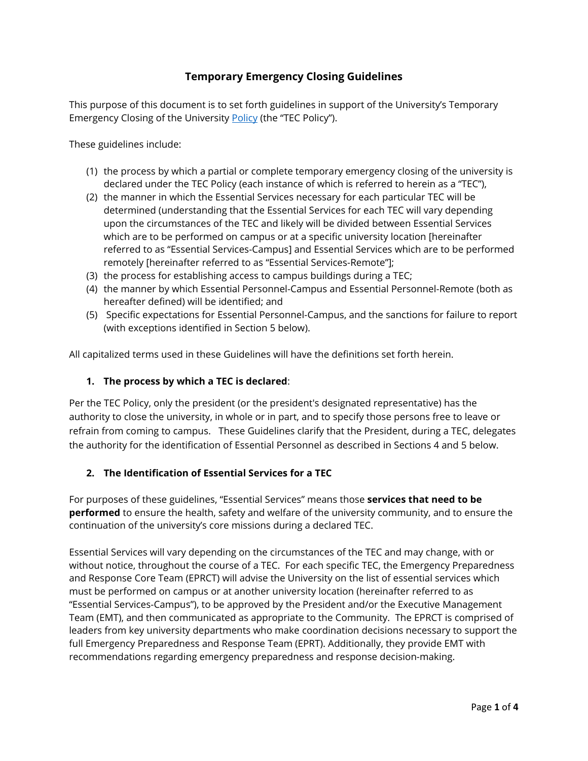# Temporary Emergency Closing Guidelines

This purpose of this document is to set forth guidelines in support of the University's Temporary Emergency Closing of the University Policy (the "TEC Policy").

These guidelines include:

(1) the process by which a partial or complete temporary emergency closing of the university is declared under the TEC Policy (each instance of which is referred to herein as a "TEC"),
(2) the manner in which the Essential Services necessary for each particular TEC will be determined (understanding that the Essential Services for each TEC will vary depending upon the circumstances of the TEC and likely will be divided between Essential Services which are to be performed on campus or at a specific university location [hereinafter referred to as "Essential Services-Campus] and Essential Services which are to be performed remotely [hereinafter referred to as "Essential Services-Remote"];
(3) the process for establishing access to campus buildings during a TEC;
(4) the manner by which Essential Personnel-Campus and Essential Personnel-Remote (both as hereafter defined) will be identified; and
(5) Specific expectations for Essential Personnel-Campus, and the sanctions for failure to report (with exceptions identified in Section 5 below).

All capitalized terms used in these Guidelines will have the definitions set forth herein.

## 1. The process by which a TEC is declared:

Per the TEC Policy, only the president (or the president's designated representative) has the authority to close the university, in whole or in part, and to specify those persons free to leave or refrain from coming to campus. These Guidelines clarify that the President, during a TEC, delegates the authority for the identification of Essential Personnel as described in Sections 4 and 5 below.

## 2. The Identification of Essential Services for a TEC

For purposes of these guidelines, "Essential Services" means those **services that need to be performed** to ensure the health, safety and welfare of the university community, and to ensure the continuation of the university's core missions during a declared TEC.

Essential Services will vary depending on the circumstances of the TEC and may change, with or without notice, throughout the course of a TEC. For each specific TEC, the Emergency Preparedness and Response Core Team (EPRCT) will advise the University on the list of essential services which must be performed on campus or at another university location (hereinafter referred to as "Essential Services-Campus"), to be approved by the President and/or the Executive Management Team (EMT), and then communicated as appropriate to the Community. The EPRCT is comprised of leaders from key university departments who make coordination decisions necessary to support the full Emergency Preparedness and Response Team (EPRT). Additionally, they provide EMT with recommendations regarding emergency preparedness and response decision-making.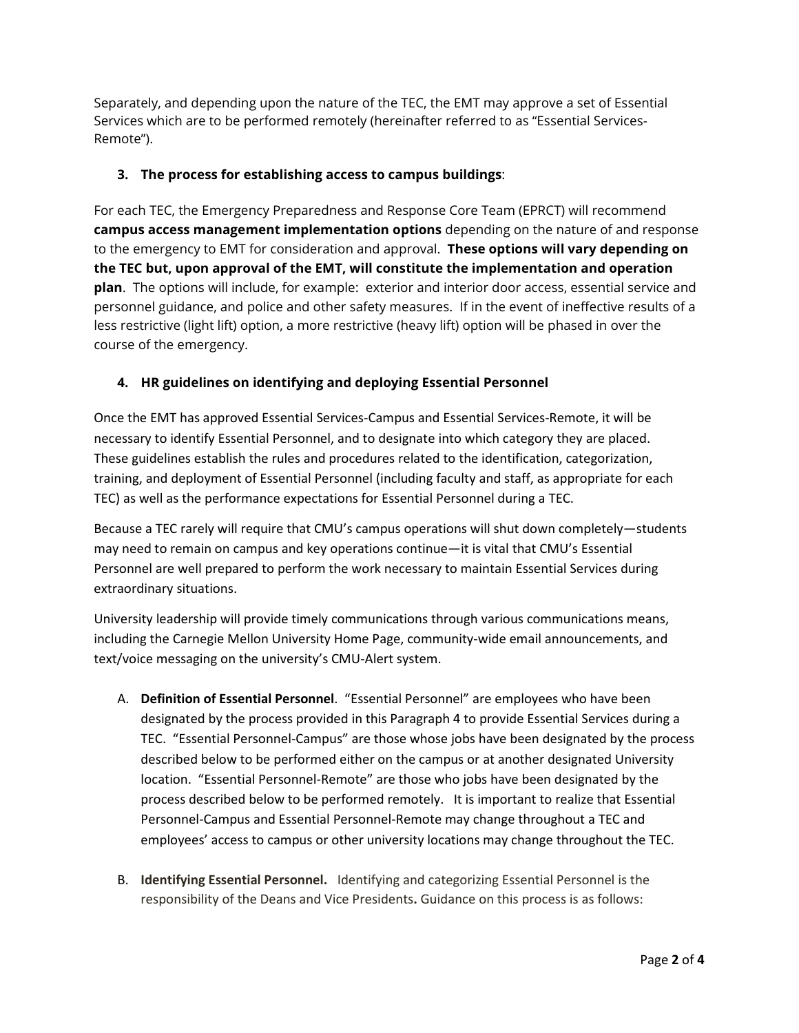Separately, and depending upon the nature of the TEC, the EMT may approve a set of Essential Services which are to be performed remotely (hereinafter referred to as "Essential Services-Remote").

### 3. The process for establishing access to campus buildings:

For each TEC, the Emergency Preparedness and Response Core Team (EPRCT) will recommend **campus access management implementation options** depending on the nature of and response to the emergency to EMT for consideration and approval. **These options will vary depending on the TEC but, upon approval of the EMT, will constitute the implementation and operation plan**. The options will include, for example: exterior and interior door access, essential service and personnel guidance, and police and other safety measures. If in the event of ineffective results of a less restrictive (light lift) option, a more restrictive (heavy lift) option will be phased in over the course of the emergency.

### 4. HR guidelines on identifying and deploying Essential Personnel

Once the EMT has approved Essential Services-Campus and Essential Services-Remote, it will be necessary to identify Essential Personnel, and to designate into which category they are placed. These guidelines establish the rules and procedures related to the identification, categorization, training, and deployment of Essential Personnel (including faculty and staff, as appropriate for each TEC) as well as the performance expectations for Essential Personnel during a TEC.

Because a TEC rarely will require that CMU's campus operations will shut down completely—students may need to remain on campus and key operations continue—it is vital that CMU's Essential Personnel are well prepared to perform the work necessary to maintain Essential Services during extraordinary situations.

University leadership will provide timely communications through various communications means, including the Carnegie Mellon University Home Page, community-wide email announcements, and text/voice messaging on the university's CMU-Alert system.

A. **Definition of Essential Personnel**. "Essential Personnel" are employees who have been designated by the process provided in this Paragraph 4 to provide Essential Services during a TEC. "Essential Personnel-Campus" are those whose jobs have been designated by the process described below to be performed either on the campus or at another designated University location. "Essential Personnel-Remote" are those who jobs have been designated by the process described below to be performed remotely. It is important to realize that Essential Personnel-Campus and Essential Personnel-Remote may change throughout a TEC and employees' access to campus or other university locations may change throughout the TEC.

B. **Identifying Essential Personnel.** Identifying and categorizing Essential Personnel is the responsibility of the Deans and Vice Presidents**.** Guidance on this process is as follows: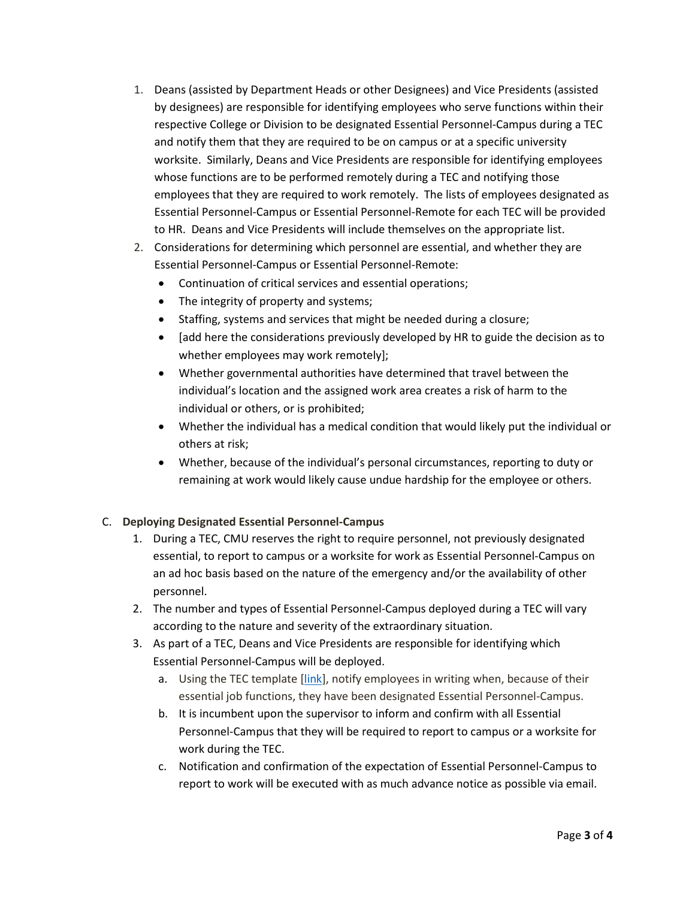1. Deans (assisted by Department Heads or other Designees) and Vice Presidents (assisted by designees) are responsible for identifying employees who serve functions within their respective College or Division to be designated Essential Personnel-Campus during a TEC and notify them that they are required to be on campus or at a specific university worksite. Similarly, Deans and Vice Presidents are responsible for identifying employees whose functions are to be performed remotely during a TEC and notifying those employees that they are required to work remotely. The lists of employees designated as Essential Personnel-Campus or Essential Personnel-Remote for each TEC will be provided to HR. Deans and Vice Presidents will include themselves on the appropriate list.
2. Considerations for determining which personnel are essential, and whether they are Essential Personnel-Campus or Essential Personnel-Remote:
   - Continuation of critical services and essential operations;
   - The integrity of property and systems;
   - Staffing, systems and services that might be needed during a closure;
   - [add here the considerations previously developed by HR to guide the decision as to whether employees may work remotely];
   - Whether governmental authorities have determined that travel between the individual's location and the assigned work area creates a risk of harm to the individual or others, or is prohibited;
   - Whether the individual has a medical condition that would likely put the individual or others at risk;
   - Whether, because of the individual's personal circumstances, reporting to duty or remaining at work would likely cause undue hardship for the employee or others.

C. **Deploying Designated Essential Personnel-Campus**

1. During a TEC, CMU reserves the right to require personnel, not previously designated essential, to report to campus or a worksite for work as Essential Personnel-Campus on an ad hoc basis based on the nature of the emergency and/or the availability of other personnel.
2. The number and types of Essential Personnel-Campus deployed during a TEC will vary according to the nature and severity of the extraordinary situation.
3. As part of a TEC, Deans and Vice Presidents are responsible for identifying which Essential Personnel-Campus will be deployed.
   a. Using the TEC template [link], notify employees in writing when, because of their essential job functions, they have been designated Essential Personnel-Campus.
   b. It is incumbent upon the supervisor to inform and confirm with all Essential Personnel-Campus that they will be required to report to campus or a worksite for work during the TEC.
   c. Notification and confirmation of the expectation of Essential Personnel-Campus to report to work will be executed with as much advance notice as possible via email.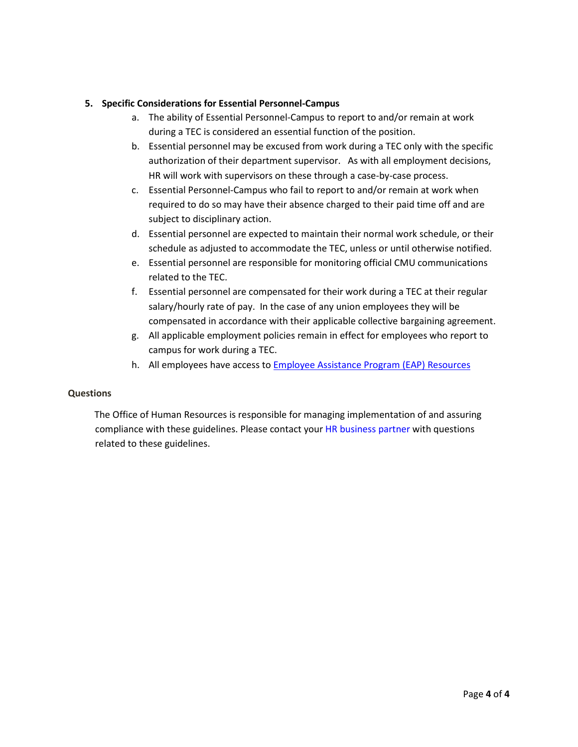5. **Specific Considerations for Essential Personnel-Campus**
   a. The ability of Essential Personnel-Campus to report to and/or remain at work during a TEC is considered an essential function of the position.
   b. Essential personnel may be excused from work during a TEC only with the specific authorization of their department supervisor. As with all employment decisions, HR will work with supervisors on these through a case-by-case process.
   c. Essential Personnel-Campus who fail to report to and/or remain at work when required to do so may have their absence charged to their paid time off and are subject to disciplinary action.
   d. Essential personnel are expected to maintain their normal work schedule, or their schedule as adjusted to accommodate the TEC, unless or until otherwise notified.
   e. Essential personnel are responsible for monitoring official CMU communications related to the TEC.
   f. Essential personnel are compensated for their work during a TEC at their regular salary/hourly rate of pay. In the case of any union employees they will be compensated in accordance with their applicable collective bargaining agreement.
   g. All applicable employment policies remain in effect for employees who report to campus for work during a TEC.
   h. All employees have access to Employee Assistance Program (EAP) Resources

**Questions**

The Office of Human Resources is responsible for managing implementation of and assuring compliance with these guidelines. Please contact your HR business partner with questions related to these guidelines.